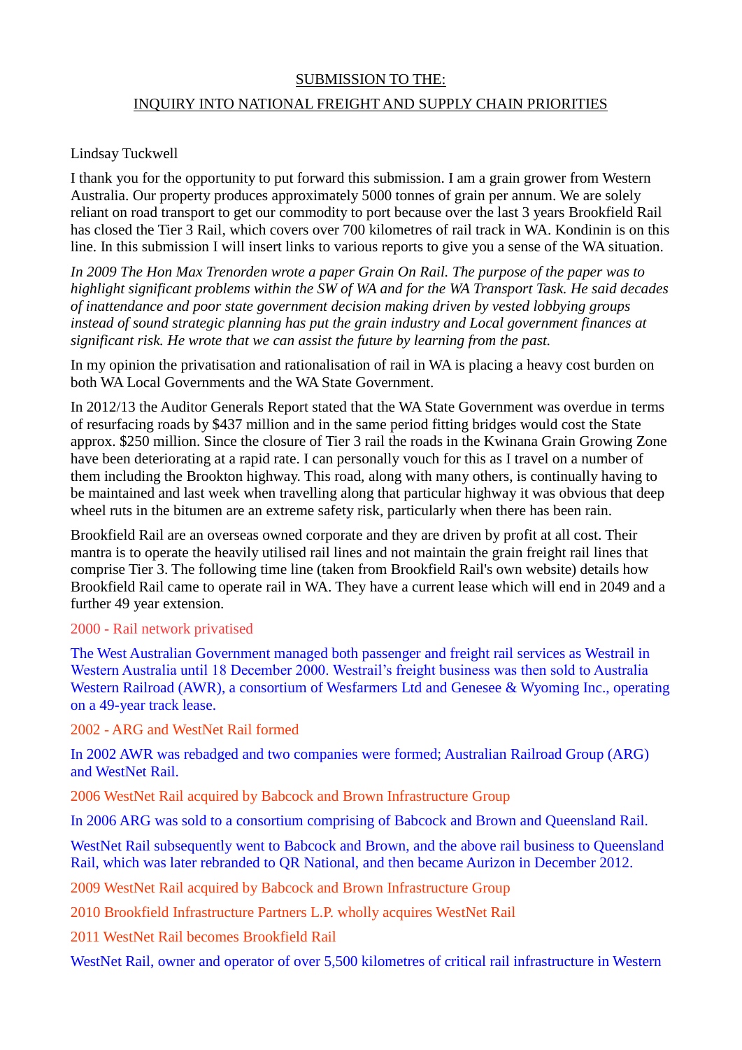SUBMISSION TO THE:

INQUIRY INTO NATIONAL FREIGHT AND SUPPLY CHAIN PRIORITIES

Lindsay Tuckwell

I thank you for the opportunity to put forward this submission. I am a grain grower from Western Australia. Our property produces approximately 5000 tonnes of grain per annum. We are solely reliant on road transport to get our commodity to port because over the last 3 years Brookfield Rail has closed the Tier 3 Rail, which covers over 700 kilometres of rail track in WA. Kondinin is on this line. In this submission I will insert links to various reports to give you a sense of the WA situation.

*In 2009 The Hon Max Trenorden wrote a paper Grain On Rail. The purpose of the paper was to highlight significant problems within the SW of WA and for the WA Transport Task. He said decades of inattendance and poor state government decision making driven by vested lobbying groups instead of sound strategic planning has put the grain industry and Local government finances at significant risk. He wrote that we can assist the future by learning from the past.*

In my opinion the privatisation and rationalisation of rail in WA is placing a heavy cost burden on both WA Local Governments and the WA State Government.

In 2012/13 the Auditor Generals Report stated that the WA State Government was overdue in terms of resurfacing roads by $437 million and in the same period fitting bridges would cost the State approx. $250 million. Since the closure of Tier 3 rail the roads in the Kwinana Grain Growing Zone have been deteriorating at a rapid rate. I can personally vouch for this as I travel on a number of them including the Brookton highway. This road, along with many others, is continually having to be maintained and last week when travelling along that particular highway it was obvious that deep wheel ruts in the bitumen are an extreme safety risk, particularly when there has been rain.

Brookfield Rail are an overseas owned corporate and they are driven by profit at all cost. Their mantra is to operate the heavily utilised rail lines and not maintain the grain freight rail lines that comprise Tier 3. The following time line (taken from Brookfield Rail's own website) details how Brookfield Rail came to operate rail in WA. They have a current lease which will end in 2049 and a further 49 year extension.

2000 - Rail network privatised

The West Australian Government managed both passenger and freight rail services as Westrail in Western Australia until 18 December 2000. Westrail's freight business was then sold to Australia Western Railroad (AWR), a consortium of Wesfarmers Ltd and Genesee & Wyoming Inc., operating on a 49-year track lease.

2002 - ARG and WestNet Rail formed

In 2002 AWR was rebadged and two companies were formed; Australian Railroad Group (ARG) and WestNet Rail.

2006 WestNet Rail acquired by Babcock and Brown Infrastructure Group

In 2006 ARG was sold to a consortium comprising of Babcock and Brown and Queensland Rail.

WestNet Rail subsequently went to Babcock and Brown, and the above rail business to Queensland Rail, which was later rebranded to QR National, and then became Aurizon in December 2012.

2009 WestNet Rail acquired by Babcock and Brown Infrastructure Group

2010 Brookfield Infrastructure Partners L.P. wholly acquires WestNet Rail

2011 WestNet Rail becomes Brookfield Rail

WestNet Rail, owner and operator of over 5,500 kilometres of critical rail infrastructure in Western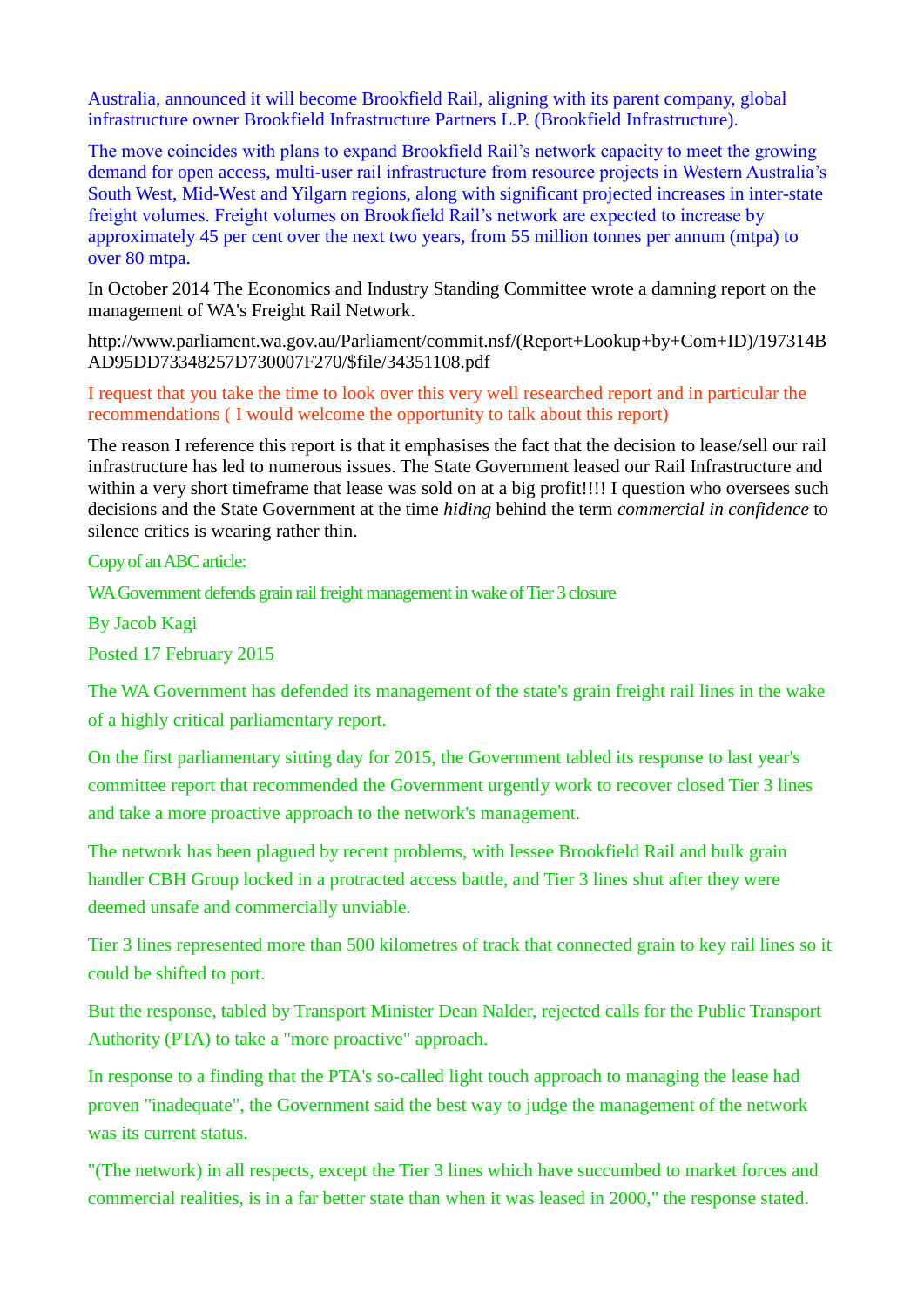Australia, announced it will become Brookfield Rail, aligning with its parent company, global infrastructure owner Brookfield Infrastructure Partners L.P. (Brookfield Infrastructure).

The move coincides with plans to expand Brookfield Rail's network capacity to meet the growing demand for open access, multi-user rail infrastructure from resource projects in Western Australia's South West, Mid-West and Yilgarn regions, along with significant projected increases in inter-state freight volumes. Freight volumes on Brookfield Rail's network are expected to increase by approximately 45 per cent over the next two years, from 55 million tonnes per annum (mtpa) to over 80 mtpa.

In October 2014 The Economics and Industry Standing Committee wrote a damning report on the management of WA's Freight Rail Network.

http://www.parliament.wa.gov.au/Parliament/commit.nsf/(Report+Lookup+by+Com+ID)/197314BAD95DD73348257D730007F270/$file/34351108.pdf

I request that you take the time to look over this very well researched report and in particular the recommendations ( I would welcome the opportunity to talk about this report)

The reason I reference this report is that it emphasises the fact that the decision to lease/sell our rail infrastructure has led to numerous issues. The State Government leased our Rail Infrastructure and within a very short timeframe that lease was sold on at a big profit!!!! I question who oversees such decisions and the State Government at the time *hiding* behind the term *commercial in confidence* to silence critics is wearing rather thin.

Copy of an ABC article:

WA Government defends grain rail freight management in wake of Tier 3 closure

By Jacob Kagi

Posted 17 February 2015

The WA Government has defended its management of the state's grain freight rail lines in the wake of a highly critical parliamentary report.

On the first parliamentary sitting day for 2015, the Government tabled its response to last year's committee report that recommended the Government urgently work to recover closed Tier 3 lines and take a more proactive approach to the network's management.

The network has been plagued by recent problems, with lessee Brookfield Rail and bulk grain handler CBH Group locked in a protracted access battle, and Tier 3 lines shut after they were deemed unsafe and commercially unviable.

Tier 3 lines represented more than 500 kilometres of track that connected grain to key rail lines so it could be shifted to port.

But the response, tabled by Transport Minister Dean Nalder, rejected calls for the Public Transport Authority (PTA) to take a "more proactive" approach.

In response to a finding that the PTA's so-called light touch approach to managing the lease had proven "inadequate", the Government said the best way to judge the management of the network was its current status.

"(The network) in all respects, except the Tier 3 lines which have succumbed to market forces and commercial realities, is in a far better state than when it was leased in 2000," the response stated.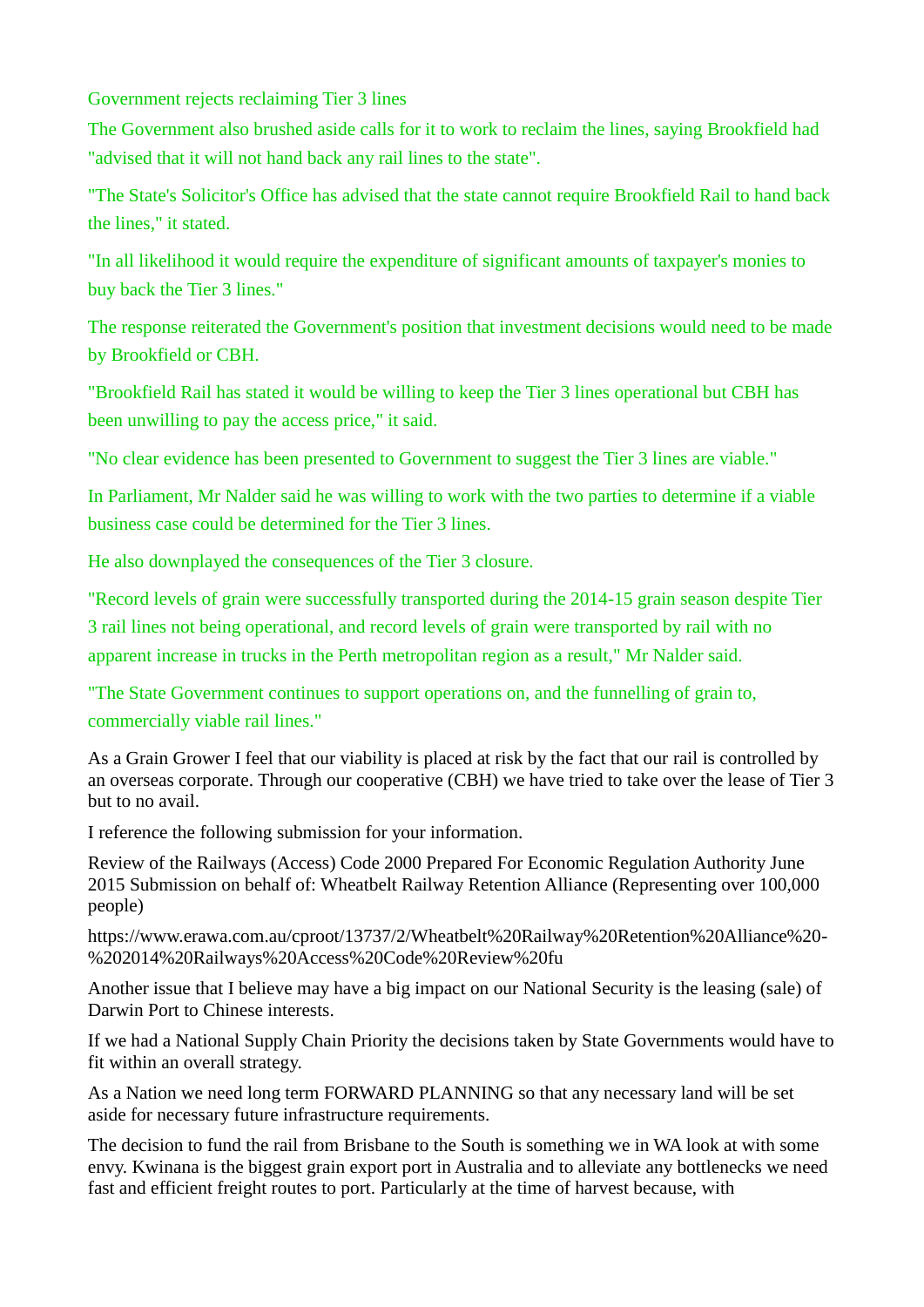Government rejects reclaiming Tier 3 lines

The Government also brushed aside calls for it to work to reclaim the lines, saying Brookfield had "advised that it will not hand back any rail lines to the state".

"The State's Solicitor's Office has advised that the state cannot require Brookfield Rail to hand back the lines," it stated.

"In all likelihood it would require the expenditure of significant amounts of taxpayer's monies to buy back the Tier 3 lines."

The response reiterated the Government's position that investment decisions would need to be made by Brookfield or CBH.

"Brookfield Rail has stated it would be willing to keep the Tier 3 lines operational but CBH has been unwilling to pay the access price," it said.

"No clear evidence has been presented to Government to suggest the Tier 3 lines are viable."

In Parliament, Mr Nalder said he was willing to work with the two parties to determine if a viable business case could be determined for the Tier 3 lines.

He also downplayed the consequences of the Tier 3 closure.

"Record levels of grain were successfully transported during the 2014-15 grain season despite Tier 3 rail lines not being operational, and record levels of grain were transported by rail with no apparent increase in trucks in the Perth metropolitan region as a result," Mr Nalder said.

"The State Government continues to support operations on, and the funnelling of grain to, commercially viable rail lines."

As a Grain Grower I feel that our viability is placed at risk by the fact that our rail is controlled by an overseas corporate. Through our cooperative (CBH) we have tried to take over the lease of Tier 3 but to no avail.

I reference the following submission for your information.

Review of the Railways (Access) Code 2000 Prepared For Economic Regulation Authority June 2015 Submission on behalf of: Wheatbelt Railway Retention Alliance (Representing over 100,000 people)

https://www.erawa.com.au/cproot/13737/2/Wheatbelt%20Railway%20Retention%20Alliance%20-%202014%20Railways%20Access%20Code%20Review%20fu

Another issue that I believe may have a big impact on our National Security is the leasing (sale) of Darwin Port to Chinese interests.

If we had a National Supply Chain Priority the decisions taken by State Governments would have to fit within an overall strategy.

As a Nation we need long term FORWARD PLANNING so that any necessary land will be set aside for necessary future infrastructure requirements.

The decision to fund the rail from Brisbane to the South is something we in WA look at with some envy. Kwinana is the biggest grain export port in Australia and to alleviate any bottlenecks we need fast and efficient freight routes to port. Particularly at the time of harvest because, with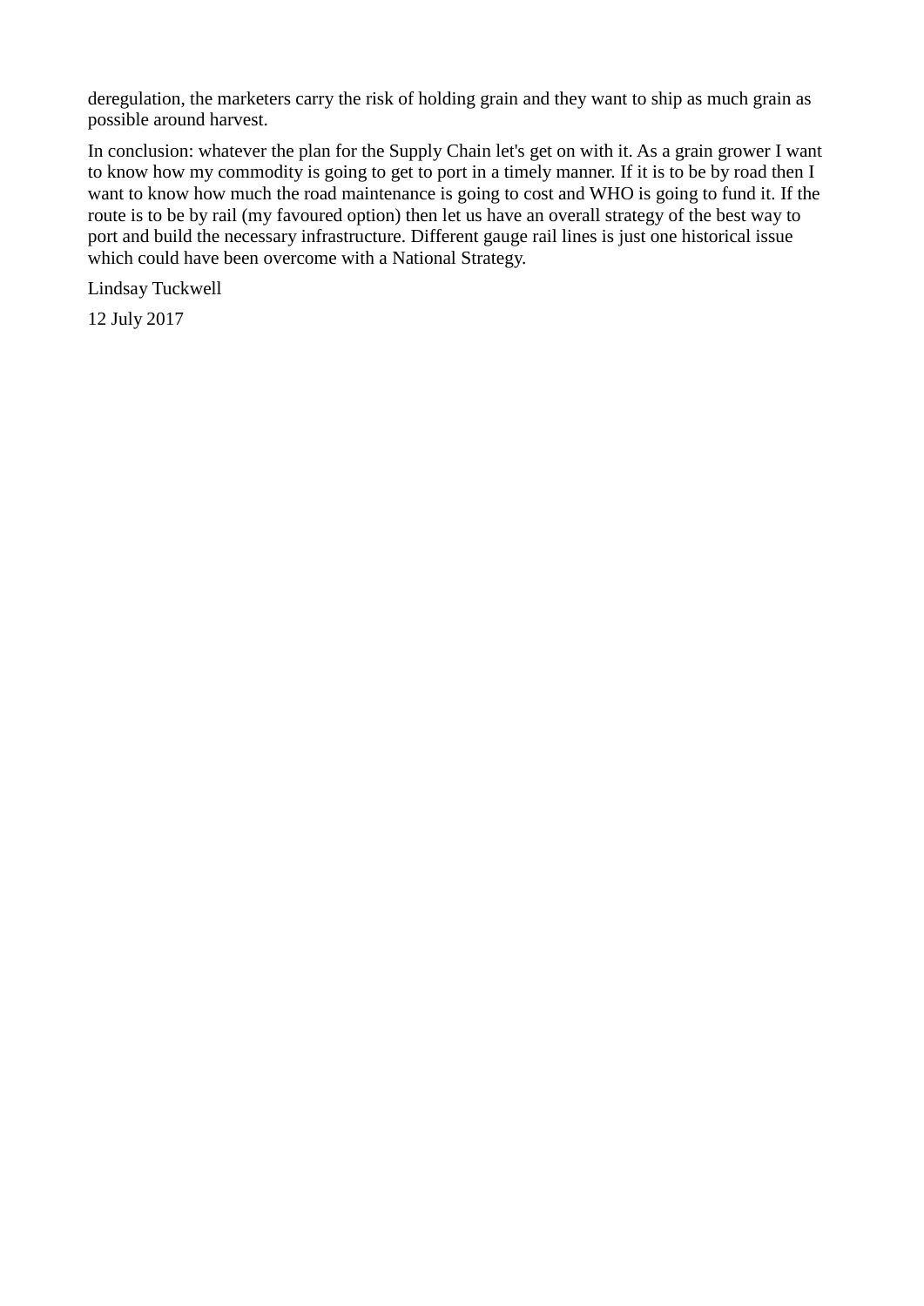deregulation, the marketers carry the risk of holding grain and they want to ship as much grain as possible around harvest.

In conclusion: whatever the plan for the Supply Chain let's get on with it. As a grain grower I want to know how my commodity is going to get to port in a timely manner. If it is to be by road then I want to know how much the road maintenance is going to cost and WHO is going to fund it. If the route is to be by rail (my favoured option) then let us have an overall strategy of the best way to port and build the necessary infrastructure. Different gauge rail lines is just one historical issue which could have been overcome with a National Strategy.

Lindsay Tuckwell

12 July 2017